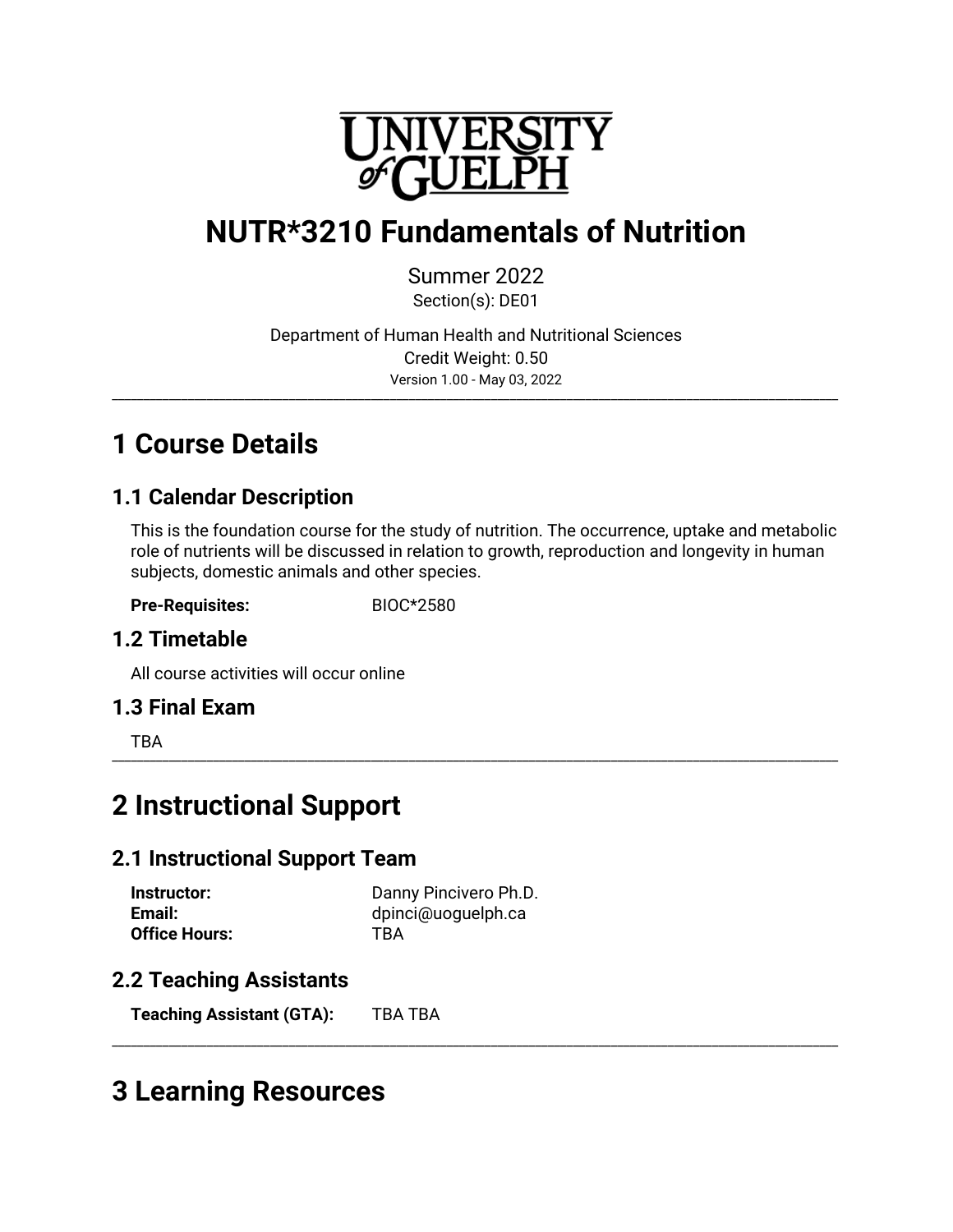# NUTR*3210 Fundamentals of Nutrition

Summer 2022
Section(s): DE01

Department of Human Health and Nutritional Sciences
Credit Weight: 0.50
Version 1.00 - May 03, 2022

---

## 1 Course Details

### 1.1 Calendar Description

This is the foundation course for the study of nutrition. The occurrence, uptake and metabolic role of nutrients will be discussed in relation to growth, reproduction and longevity in human subjects, domestic animals and other species.

**Pre-Requisites:** BIOC*2580

### 1.2 Timetable

All course activities will occur online

### 1.3 Final Exam

TBA

---

## 2 Instructional Support

### 2.1 Instructional Support Team

**Instructor:** Danny Pincivero Ph.D.
**Email:** dpinci@uoguelph.ca
**Office Hours:** TBA

### 2.2 Teaching Assistants

**Teaching Assistant (GTA):** TBA TBA

---

## 3 Learning Resources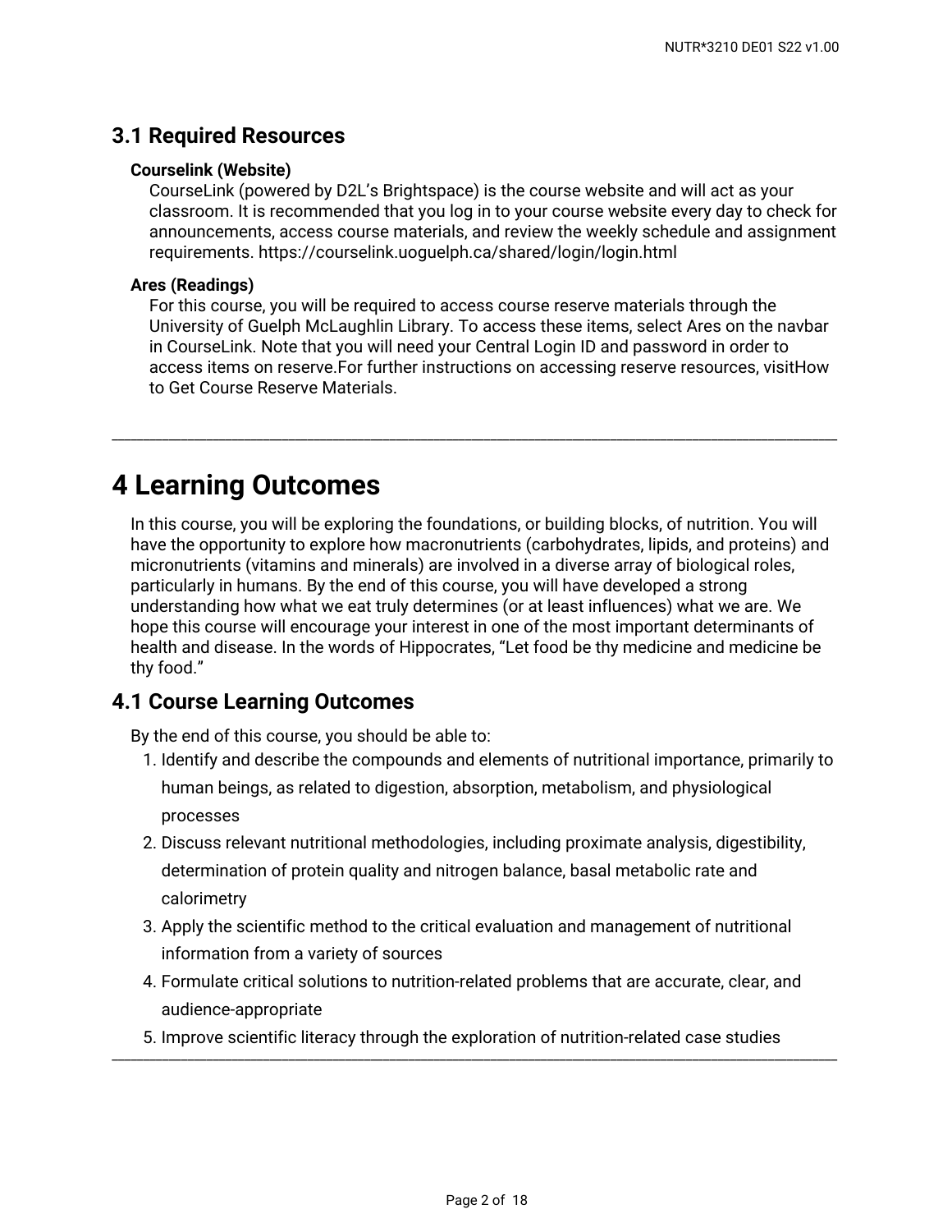## 3.1 Required Resources

**Courselink (Website)**

CourseLink (powered by D2L's Brightspace) is the course website and will act as your classroom. It is recommended that you log in to your course website every day to check for announcements, access course materials, and review the weekly schedule and assignment requirements. https://courselink.uoguelph.ca/shared/login/login.html

**Ares (Readings)**

For this course, you will be required to access course reserve materials through the University of Guelph McLaughlin Library. To access these items, select Ares on the navbar in CourseLink. Note that you will need your Central Login ID and password in order to access items on reserve.For further instructions on accessing reserve resources, visitHow to Get Course Reserve Materials.

---

# 4 Learning Outcomes

In this course, you will be exploring the foundations, or building blocks, of nutrition. You will have the opportunity to explore how macronutrients (carbohydrates, lipids, and proteins) and micronutrients (vitamins and minerals) are involved in a diverse array of biological roles, particularly in humans. By the end of this course, you will have developed a strong understanding how what we eat truly determines (or at least influences) what we are. We hope this course will encourage your interest in one of the most important determinants of health and disease. In the words of Hippocrates, "Let food be thy medicine and medicine be thy food."

## 4.1 Course Learning Outcomes

By the end of this course, you should be able to:

1. Identify and describe the compounds and elements of nutritional importance, primarily to human beings, as related to digestion, absorption, metabolism, and physiological processes
2. Discuss relevant nutritional methodologies, including proximate analysis, digestibility, determination of protein quality and nitrogen balance, basal metabolic rate and calorimetry
3. Apply the scientific method to the critical evaluation and management of nutritional information from a variety of sources
4. Formulate critical solutions to nutrition-related problems that are accurate, clear, and audience-appropriate
5. Improve scientific literacy through the exploration of nutrition-related case studies

---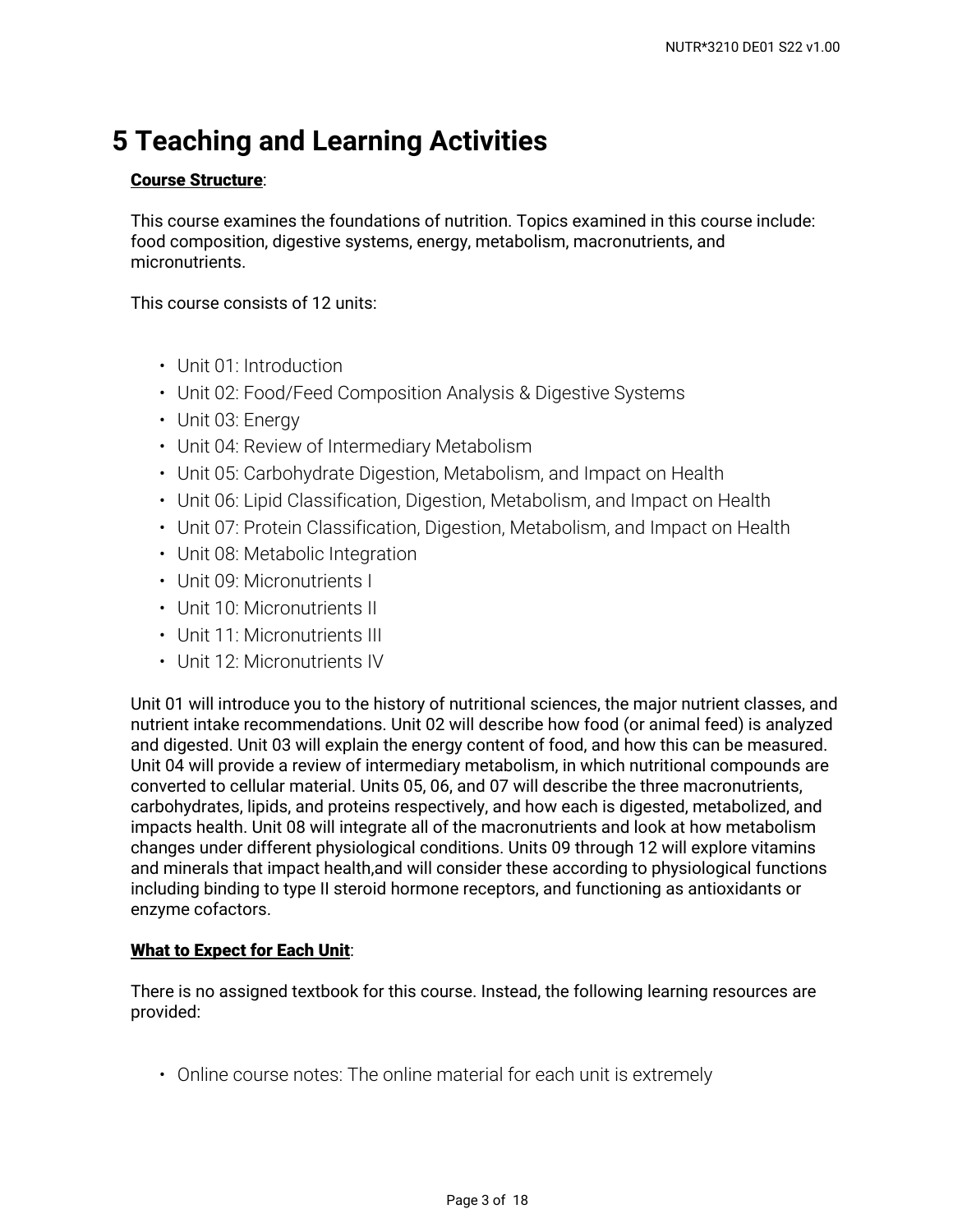# 5 Teaching and Learning Activities

**Course Structure**:

This course examines the foundations of nutrition. Topics examined in this course include: food composition, digestive systems, energy, metabolism, macronutrients, and micronutrients.

This course consists of 12 units:

- Unit 01: Introduction
- Unit 02: Food/Feed Composition Analysis & Digestive Systems
- Unit 03: Energy
- Unit 04: Review of Intermediary Metabolism
- Unit 05: Carbohydrate Digestion, Metabolism, and Impact on Health
- Unit 06: Lipid Classification, Digestion, Metabolism, and Impact on Health
- Unit 07: Protein Classification, Digestion, Metabolism, and Impact on Health
- Unit 08: Metabolic Integration
- Unit 09: Micronutrients I
- Unit 10: Micronutrients II
- Unit 11: Micronutrients III
- Unit 12: Micronutrients IV

Unit 01 will introduce you to the history of nutritional sciences, the major nutrient classes, and nutrient intake recommendations. Unit 02 will describe how food (or animal feed) is analyzed and digested. Unit 03 will explain the energy content of food, and how this can be measured. Unit 04 will provide a review of intermediary metabolism, in which nutritional compounds are converted to cellular material. Units 05, 06, and 07 will describe the three macronutrients, carbohydrates, lipids, and proteins respectively, and how each is digested, metabolized, and impacts health. Unit 08 will integrate all of the macronutrients and look at how metabolism changes under different physiological conditions. Units 09 through 12 will explore vitamins and minerals that impact health,and will consider these according to physiological functions including binding to type II steroid hormone receptors, and functioning as antioxidants or enzyme cofactors.

**What to Expect for Each Unit**:

There is no assigned textbook for this course. Instead, the following learning resources are provided:

- Online course notes: The online material for each unit is extremely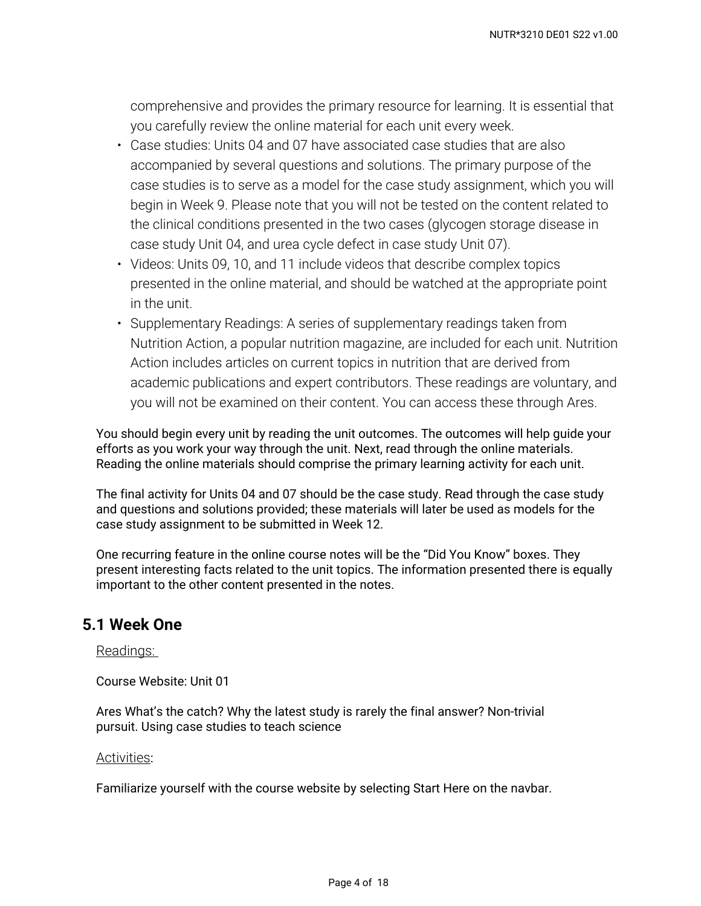comprehensive and provides the primary resource for learning. It is essential that you carefully review the online material for each unit every week.

- Case studies: Units 04 and 07 have associated case studies that are also accompanied by several questions and solutions. The primary purpose of the case studies is to serve as a model for the case study assignment, which you will begin in Week 9. Please note that you will not be tested on the content related to the clinical conditions presented in the two cases (glycogen storage disease in case study Unit 04, and urea cycle defect in case study Unit 07).
- Videos: Units 09, 10, and 11 include videos that describe complex topics presented in the online material, and should be watched at the appropriate point in the unit.
- Supplementary Readings: A series of supplementary readings taken from Nutrition Action, a popular nutrition magazine, are included for each unit. Nutrition Action includes articles on current topics in nutrition that are derived from academic publications and expert contributors. These readings are voluntary, and you will not be examined on their content. You can access these through Ares.

You should begin every unit by reading the unit outcomes. The outcomes will help guide your efforts as you work your way through the unit. Next, read through the online materials. Reading the online materials should comprise the primary learning activity for each unit.

The final activity for Units 04 and 07 should be the case study. Read through the case study and questions and solutions provided; these materials will later be used as models for the case study assignment to be submitted in Week 12.

One recurring feature in the online course notes will be the “Did You Know” boxes. They present interesting facts related to the unit topics. The information presented there is equally important to the other content presented in the notes.

## 5.1 Week One

Readings:

Course Website: Unit 01

Ares What’s the catch? Why the latest study is rarely the final answer? Non-trivial pursuit. Using case studies to teach science

Activities:

Familiarize yourself with the course website by selecting Start Here on the navbar.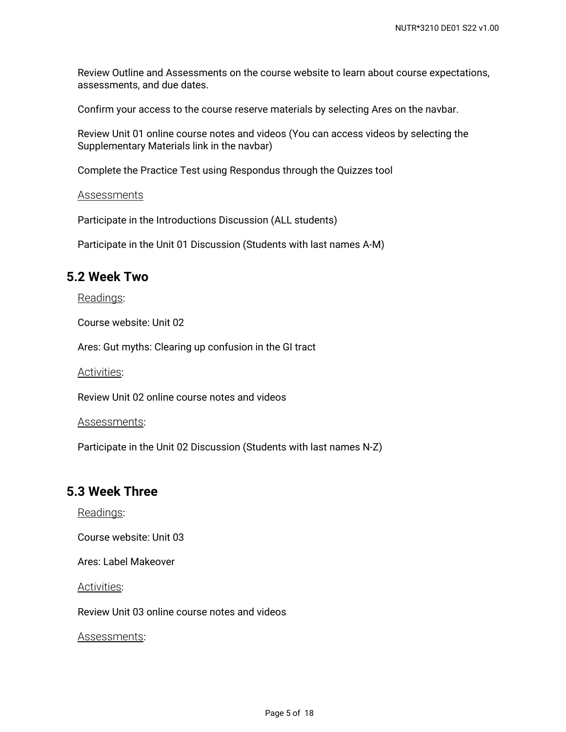Review Outline and Assessments on the course website to learn about course expectations, assessments, and due dates.

Confirm your access to the course reserve materials by selecting Ares on the navbar.

Review Unit 01 online course notes and videos (You can access videos by selecting the Supplementary Materials link in the navbar)

Complete the Practice Test using Respondus through the Quizzes tool

Assessments

Participate in the Introductions Discussion (ALL students)

Participate in the Unit 01 Discussion (Students with last names A-M)

## 5.2 Week Two

Readings:

Course website: Unit 02

Ares: Gut myths: Clearing up confusion in the GI tract

Activities:

Review Unit 02 online course notes and videos

Assessments:

Participate in the Unit 02 Discussion (Students with last names N-Z)

## 5.3 Week Three

Readings:

Course website: Unit 03

Ares: Label Makeover

Activities:

Review Unit 03 online course notes and videos

Assessments: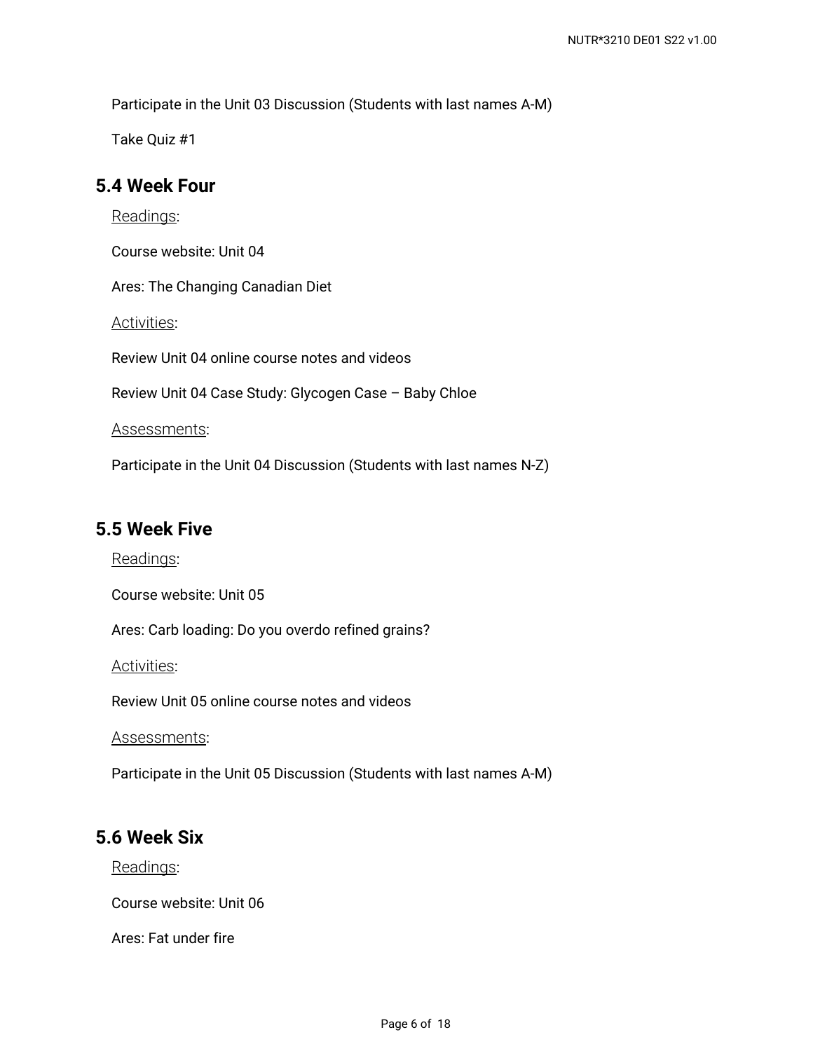Participate in the Unit 03 Discussion (Students with last names A-M)

Take Quiz #1

## 5.4 Week Four

Readings:

Course website: Unit 04

Ares: The Changing Canadian Diet

Activities:

Review Unit 04 online course notes and videos

Review Unit 04 Case Study: Glycogen Case – Baby Chloe

Assessments:

Participate in the Unit 04 Discussion (Students with last names N-Z)

## 5.5 Week Five

Readings:

Course website: Unit 05

Ares: Carb loading: Do you overdo refined grains?

Activities:

Review Unit 05 online course notes and videos

Assessments:

Participate in the Unit 05 Discussion (Students with last names A-M)

## 5.6 Week Six

Readings:

Course website: Unit 06

Ares: Fat under fire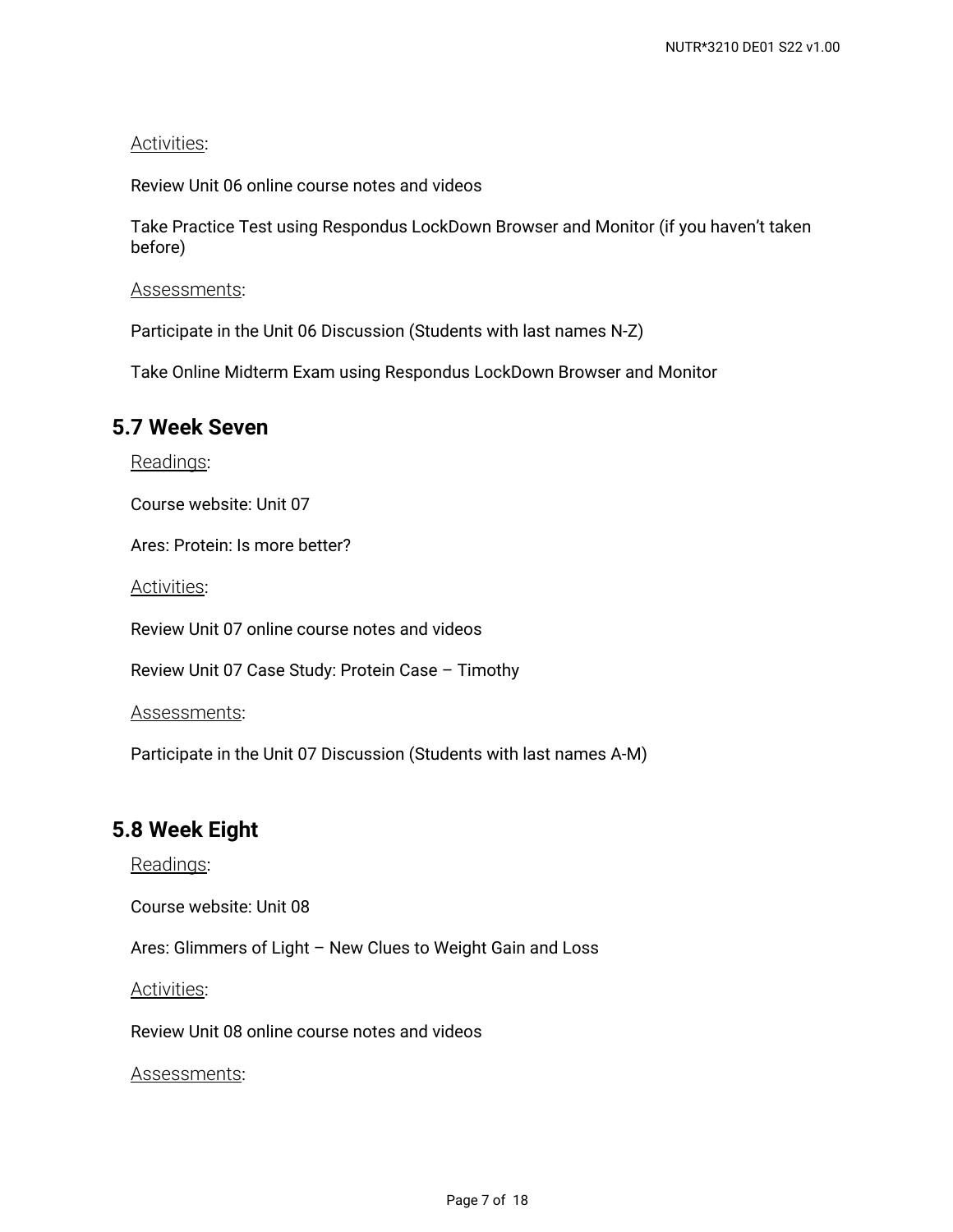Activities:

Review Unit 06 online course notes and videos

Take Practice Test using Respondus LockDown Browser and Monitor (if you haven't taken before)

Assessments:

Participate in the Unit 06 Discussion (Students with last names N-Z)

Take Online Midterm Exam using Respondus LockDown Browser and Monitor

## 5.7 Week Seven

Readings:

Course website: Unit 07

Ares: Protein: Is more better?

Activities:

Review Unit 07 online course notes and videos

Review Unit 07 Case Study: Protein Case – Timothy

Assessments:

Participate in the Unit 07 Discussion (Students with last names A-M)

## 5.8 Week Eight

Readings:

Course website: Unit 08

Ares: Glimmers of Light – New Clues to Weight Gain and Loss

Activities:

Review Unit 08 online course notes and videos

Assessments: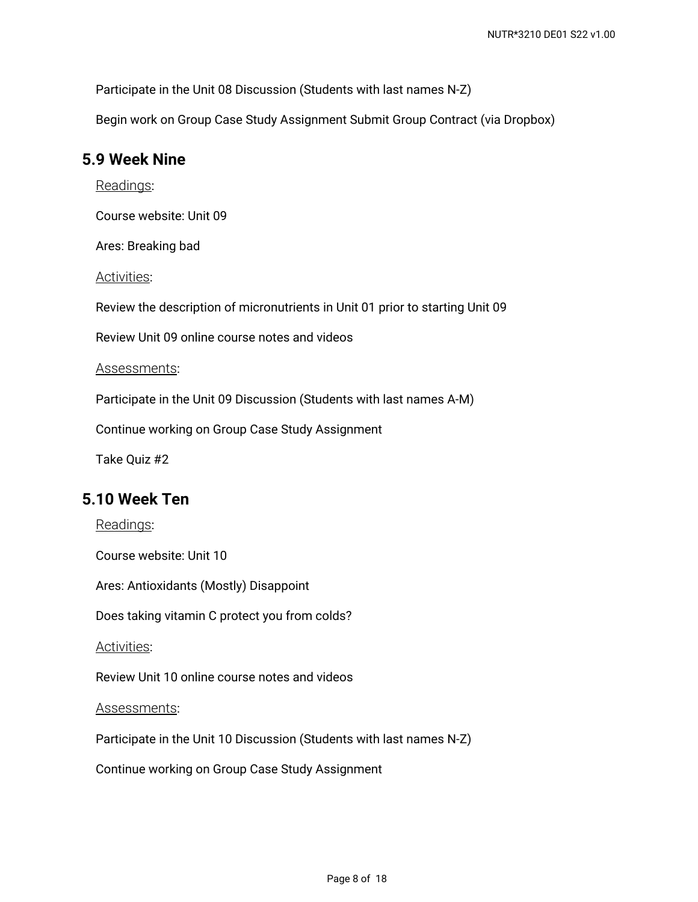Participate in the Unit 08 Discussion (Students with last names N-Z)

Begin work on Group Case Study Assignment Submit Group Contract (via Dropbox)

## 5.9 Week Nine

Readings:

Course website: Unit 09

Ares: Breaking bad

Activities:

Review the description of micronutrients in Unit 01 prior to starting Unit 09

Review Unit 09 online course notes and videos

Assessments:

Participate in the Unit 09 Discussion (Students with last names A-M)

Continue working on Group Case Study Assignment

Take Quiz #2

## 5.10 Week Ten

Readings:

Course website: Unit 10

Ares: Antioxidants (Mostly) Disappoint

Does taking vitamin C protect you from colds?

Activities:

Review Unit 10 online course notes and videos

Assessments:

Participate in the Unit 10 Discussion (Students with last names N-Z)

Continue working on Group Case Study Assignment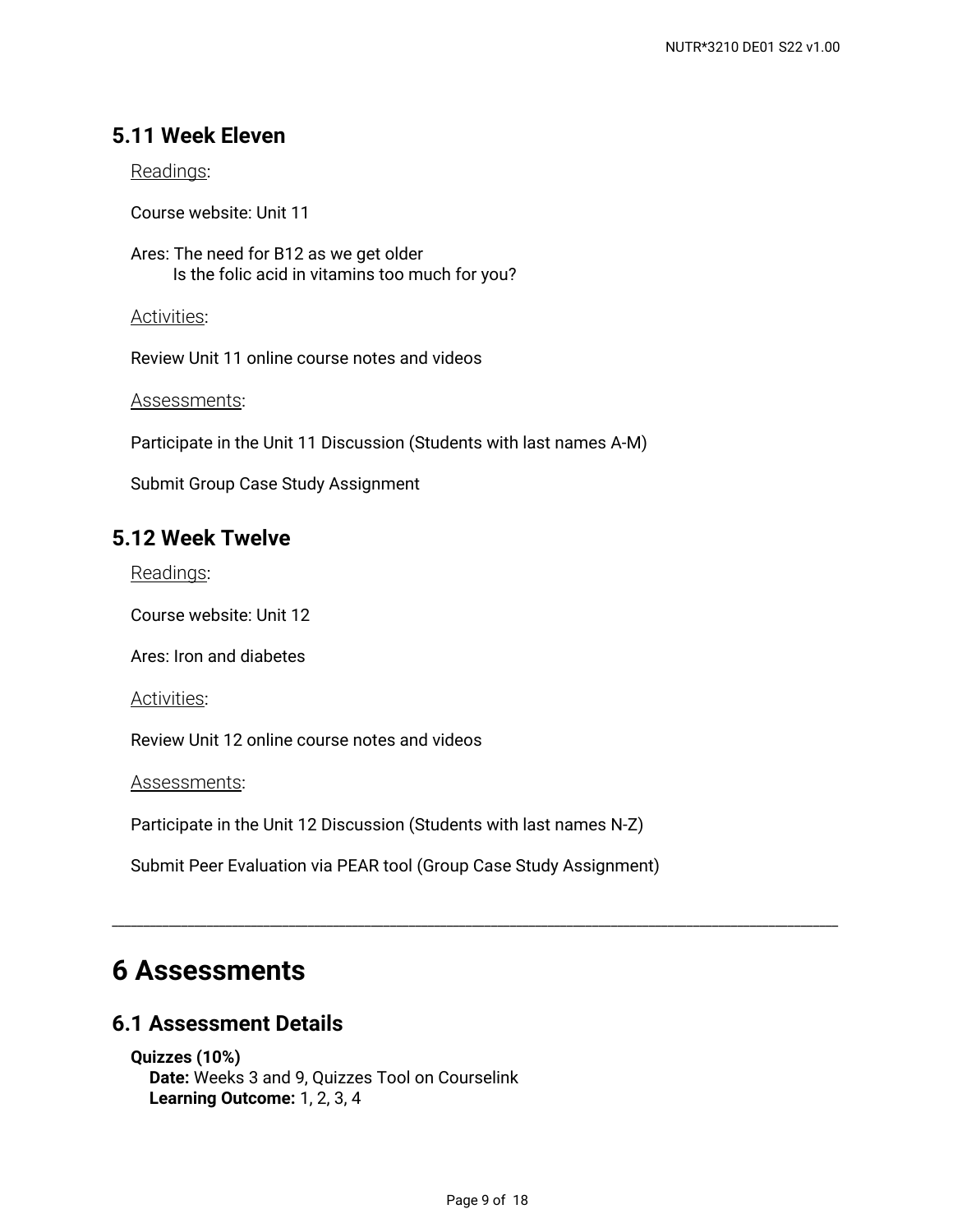## 5.11 Week Eleven

Readings:

Course website: Unit 11

Ares: The need for B12 as we get older
Is the folic acid in vitamins too much for you?

Activities:

Review Unit 11 online course notes and videos

Assessments:

Participate in the Unit 11 Discussion (Students with last names A-M)

Submit Group Case Study Assignment

## 5.12 Week Twelve

Readings:

Course website: Unit 12

Ares: Iron and diabetes

Activities:

Review Unit 12 online course notes and videos

Assessments:

Participate in the Unit 12 Discussion (Students with last names N-Z)

Submit Peer Evaluation via PEAR tool (Group Case Study Assignment)

---

# 6 Assessments

## 6.1 Assessment Details

**Quizzes (10%)**
**Date:** Weeks 3 and 9, Quizzes Tool on Courselink
**Learning Outcome:** 1, 2, 3, 4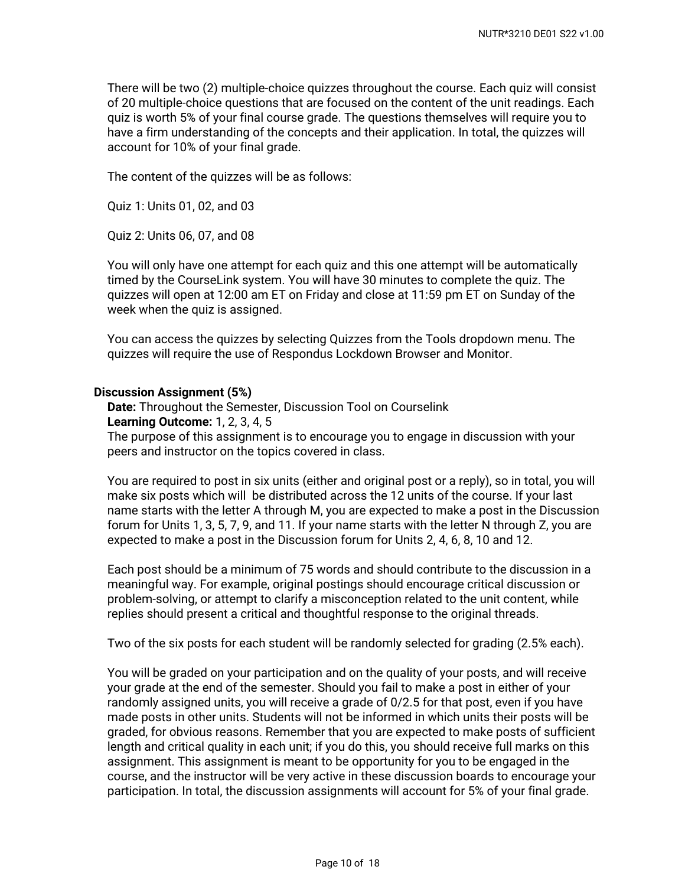There will be two (2) multiple-choice quizzes throughout the course. Each quiz will consist of 20 multiple-choice questions that are focused on the content of the unit readings. Each quiz is worth 5% of your final course grade. The questions themselves will require you to have a firm understanding of the concepts and their application. In total, the quizzes will account for 10% of your final grade.

The content of the quizzes will be as follows:

Quiz 1: Units 01, 02, and 03

Quiz 2: Units 06, 07, and 08

You will only have one attempt for each quiz and this one attempt will be automatically timed by the CourseLink system. You will have 30 minutes to complete the quiz. The quizzes will open at 12:00 am ET on Friday and close at 11:59 pm ET on Sunday of the week when the quiz is assigned.

You can access the quizzes by selecting Quizzes from the Tools dropdown menu. The quizzes will require the use of Respondus Lockdown Browser and Monitor.

**Discussion Assignment (5%)**

**Date:** Throughout the Semester, Discussion Tool on Courselink
**Learning Outcome:** 1, 2, 3, 4, 5
The purpose of this assignment is to encourage you to engage in discussion with your peers and instructor on the topics covered in class.

You are required to post in six units (either and original post or a reply), so in total, you will make six posts which will be distributed across the 12 units of the course. If your last name starts with the letter A through M, you are expected to make a post in the Discussion forum for Units 1, 3, 5, 7, 9, and 11. If your name starts with the letter N through Z, you are expected to make a post in the Discussion forum for Units 2, 4, 6, 8, 10 and 12.

Each post should be a minimum of 75 words and should contribute to the discussion in a meaningful way. For example, original postings should encourage critical discussion or problem-solving, or attempt to clarify a misconception related to the unit content, while replies should present a critical and thoughtful response to the original threads.

Two of the six posts for each student will be randomly selected for grading (2.5% each).

You will be graded on your participation and on the quality of your posts, and will receive your grade at the end of the semester. Should you fail to make a post in either of your randomly assigned units, you will receive a grade of 0/2.5 for that post, even if you have made posts in other units. Students will not be informed in which units their posts will be graded, for obvious reasons. Remember that you are expected to make posts of sufficient length and critical quality in each unit; if you do this, you should receive full marks on this assignment. This assignment is meant to be opportunity for you to be engaged in the course, and the instructor will be very active in these discussion boards to encourage your participation. In total, the discussion assignments will account for 5% of your final grade.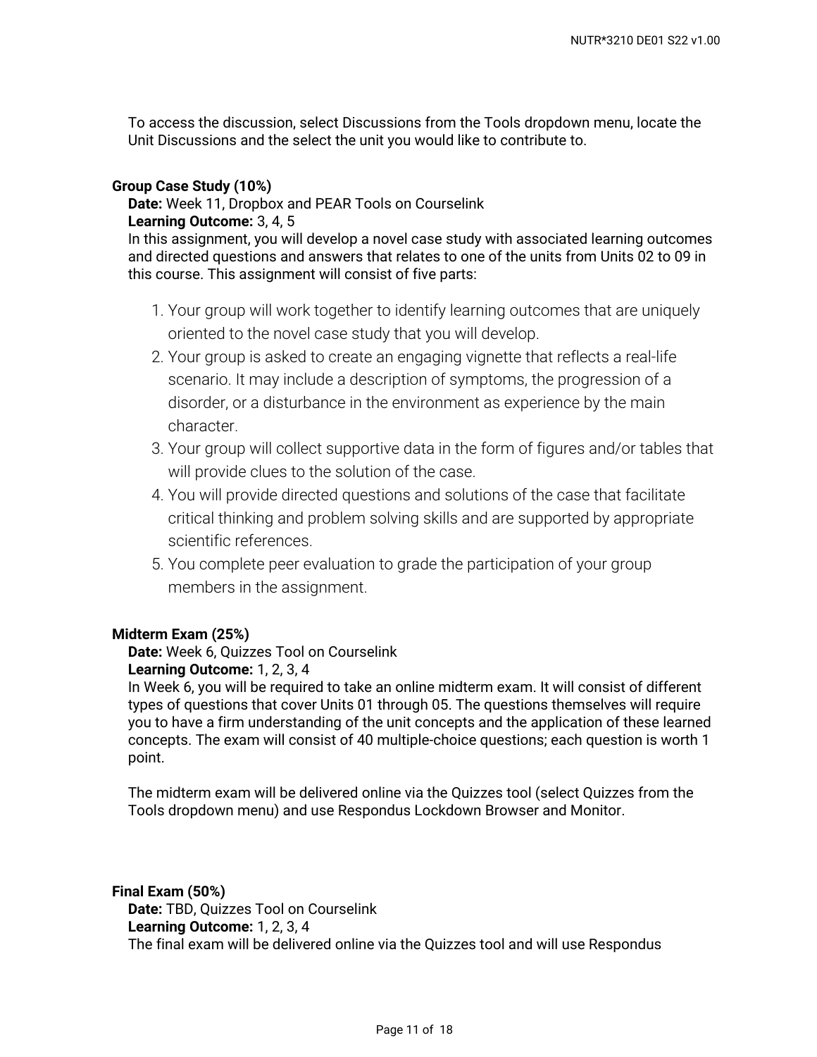To access the discussion, select Discussions from the Tools dropdown menu, locate the Unit Discussions and the select the unit you would like to contribute to.

**Group Case Study (10%)**

**Date:** Week 11, Dropbox and PEAR Tools on Courselink

**Learning Outcome:** 3, 4, 5

In this assignment, you will develop a novel case study with associated learning outcomes and directed questions and answers that relates to one of the units from Units 02 to 09 in this course. This assignment will consist of five parts:

1. Your group will work together to identify learning outcomes that are uniquely oriented to the novel case study that you will develop.
2. Your group is asked to create an engaging vignette that reflects a real-life scenario. It may include a description of symptoms, the progression of a disorder, or a disturbance in the environment as experience by the main character.
3. Your group will collect supportive data in the form of figures and/or tables that will provide clues to the solution of the case.
4. You will provide directed questions and solutions of the case that facilitate critical thinking and problem solving skills and are supported by appropriate scientific references.
5. You complete peer evaluation to grade the participation of your group members in the assignment.

**Midterm Exam (25%)**

**Date:** Week 6, Quizzes Tool on Courselink

**Learning Outcome:** 1, 2, 3, 4

In Week 6, you will be required to take an online midterm exam. It will consist of different types of questions that cover Units 01 through 05. The questions themselves will require you to have a firm understanding of the unit concepts and the application of these learned concepts. The exam will consist of 40 multiple-choice questions; each question is worth 1 point.

The midterm exam will be delivered online via the Quizzes tool (select Quizzes from the Tools dropdown menu) and use Respondus Lockdown Browser and Monitor.

**Final Exam (50%)**

**Date:** TBD, Quizzes Tool on Courselink

**Learning Outcome:** 1, 2, 3, 4

The final exam will be delivered online via the Quizzes tool and will use Respondus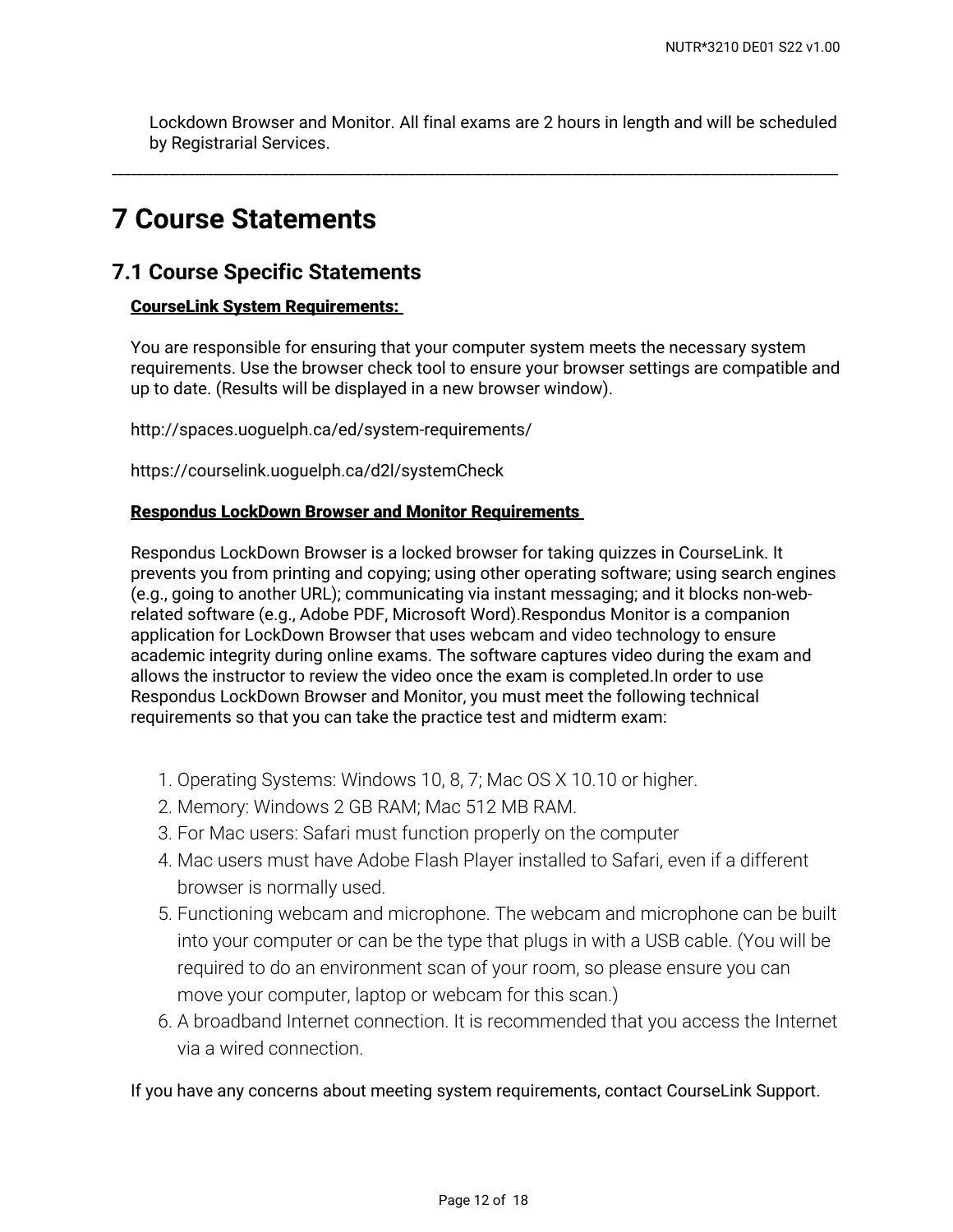Lockdown Browser and Monitor. All final exams are 2 hours in length and will be scheduled by Registrarial Services.

---

# 7 Course Statements

## 7.1 Course Specific Statements

**CourseLink System Requirements:**

You are responsible for ensuring that your computer system meets the necessary system requirements. Use the browser check tool to ensure your browser settings are compatible and up to date. (Results will be displayed in a new browser window).

http://spaces.uoguelph.ca/ed/system-requirements/

https://courselink.uoguelph.ca/d2l/systemCheck

**Respondus LockDown Browser and Monitor Requirements**

Respondus LockDown Browser is a locked browser for taking quizzes in CourseLink. It prevents you from printing and copying; using other operating software; using search engines (e.g., going to another URL); communicating via instant messaging; and it blocks non-web-related software (e.g., Adobe PDF, Microsoft Word).Respondus Monitor is a companion application for LockDown Browser that uses webcam and video technology to ensure academic integrity during online exams. The software captures video during the exam and allows the instructor to review the video once the exam is completed.In order to use Respondus LockDown Browser and Monitor, you must meet the following technical requirements so that you can take the practice test and midterm exam:

1. Operating Systems: Windows 10, 8, 7; Mac OS X 10.10 or higher.
2. Memory: Windows 2 GB RAM; Mac 512 MB RAM.
3. For Mac users: Safari must function properly on the computer
4. Mac users must have Adobe Flash Player installed to Safari, even if a different browser is normally used.
5. Functioning webcam and microphone. The webcam and microphone can be built into your computer or can be the type that plugs in with a USB cable. (You will be required to do an environment scan of your room, so please ensure you can move your computer, laptop or webcam for this scan.)
6. A broadband Internet connection. It is recommended that you access the Internet via a wired connection.

If you have any concerns about meeting system requirements, contact CourseLink Support.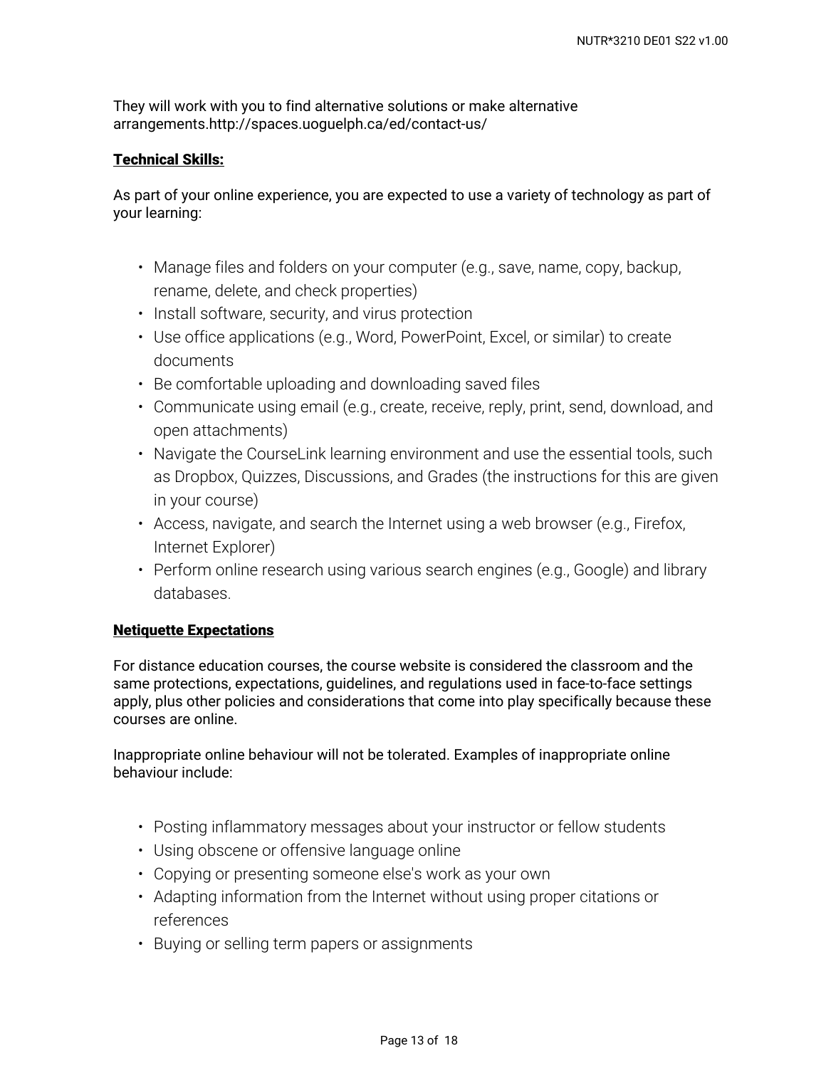They will work with you to find alternative solutions or make alternative arrangements.http://spaces.uoguelph.ca/ed/contact-us/

**Technical Skills:**

As part of your online experience, you are expected to use a variety of technology as part of your learning:

- Manage files and folders on your computer (e.g., save, name, copy, backup, rename, delete, and check properties)
- Install software, security, and virus protection
- Use office applications (e.g., Word, PowerPoint, Excel, or similar) to create documents
- Be comfortable uploading and downloading saved files
- Communicate using email (e.g., create, receive, reply, print, send, download, and open attachments)
- Navigate the CourseLink learning environment and use the essential tools, such as Dropbox, Quizzes, Discussions, and Grades (the instructions for this are given in your course)
- Access, navigate, and search the Internet using a web browser (e.g., Firefox, Internet Explorer)
- Perform online research using various search engines (e.g., Google) and library databases.

**Netiquette Expectations**

For distance education courses, the course website is considered the classroom and the same protections, expectations, guidelines, and regulations used in face-to-face settings apply, plus other policies and considerations that come into play specifically because these courses are online.

Inappropriate online behaviour will not be tolerated. Examples of inappropriate online behaviour include:

- Posting inflammatory messages about your instructor or fellow students
- Using obscene or offensive language online
- Copying or presenting someone else's work as your own
- Adapting information from the Internet without using proper citations or references
- Buying or selling term papers or assignments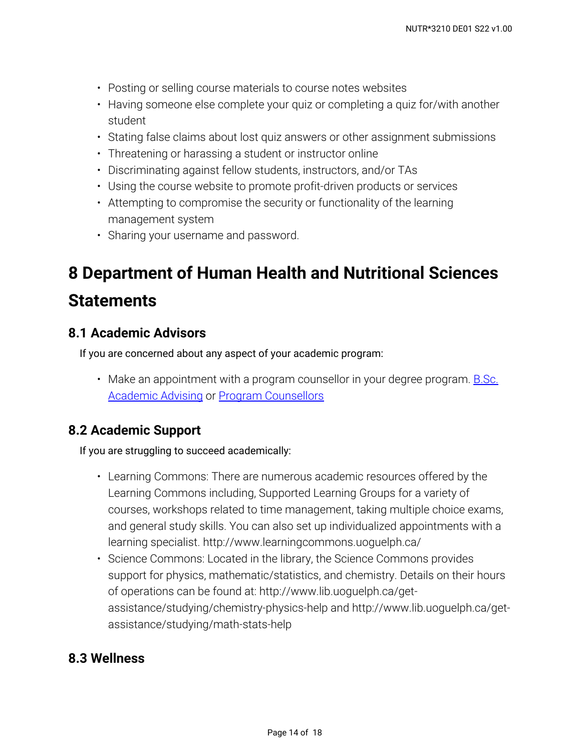- Posting or selling course materials to course notes websites
- Having someone else complete your quiz or completing a quiz for/with another student
- Stating false claims about lost quiz answers or other assignment submissions
- Threatening or harassing a student or instructor online
- Discriminating against fellow students, instructors, and/or TAs
- Using the course website to promote profit-driven products or services
- Attempting to compromise the security or functionality of the learning management system
- Sharing your username and password.

# 8 Department of Human Health and Nutritional Sciences Statements

## 8.1 Academic Advisors

If you are concerned about any aspect of your academic program:

- Make an appointment with a program counsellor in your degree program. B.Sc. Academic Advising or Program Counsellors

## 8.2 Academic Support

If you are struggling to succeed academically:

- Learning Commons: There are numerous academic resources offered by the Learning Commons including, Supported Learning Groups for a variety of courses, workshops related to time management, taking multiple choice exams, and general study skills. You can also set up individualized appointments with a learning specialist. http://www.learningcommons.uoguelph.ca/
- Science Commons: Located in the library, the Science Commons provides support for physics, mathematic/statistics, and chemistry. Details on their hours of operations can be found at: http://www.lib.uoguelph.ca/get-assistance/studying/chemistry-physics-help and http://www.lib.uoguelph.ca/get-assistance/studying/math-stats-help

## 8.3 Wellness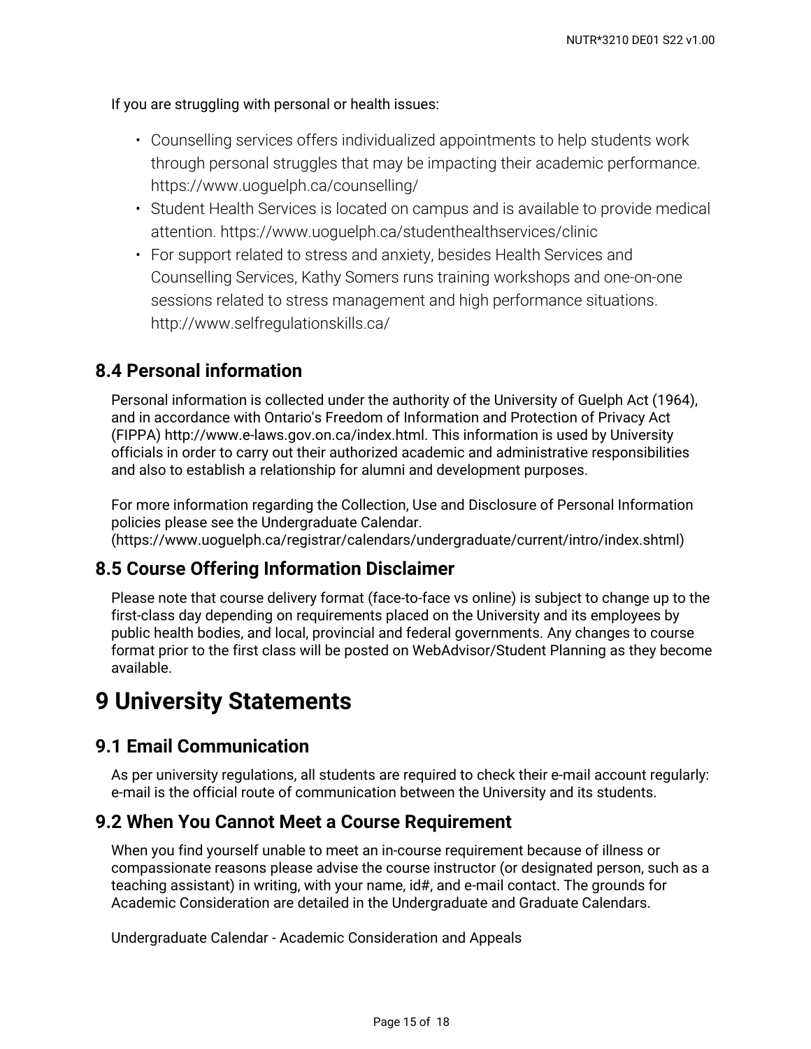If you are struggling with personal or health issues:

- Counselling services offers individualized appointments to help students work through personal struggles that may be impacting their academic performance. https://www.uoguelph.ca/counselling/
- Student Health Services is located on campus and is available to provide medical attention. https://www.uoguelph.ca/studenthealthservices/clinic
- For support related to stress and anxiety, besides Health Services and Counselling Services, Kathy Somers runs training workshops and one-on-one sessions related to stress management and high performance situations. http://www.selfregulationskills.ca/

## 8.4 Personal information

Personal information is collected under the authority of the University of Guelph Act (1964), and in accordance with Ontario's Freedom of Information and Protection of Privacy Act (FIPPA) http://www.e-laws.gov.on.ca/index.html. This information is used by University officials in order to carry out their authorized academic and administrative responsibilities and also to establish a relationship for alumni and development purposes.

For more information regarding the Collection, Use and Disclosure of Personal Information policies please see the Undergraduate Calendar. (https://www.uoguelph.ca/registrar/calendars/undergraduate/current/intro/index.shtml)

## 8.5 Course Offering Information Disclaimer

Please note that course delivery format (face-to-face vs online) is subject to change up to the first-class day depending on requirements placed on the University and its employees by public health bodies, and local, provincial and federal governments. Any changes to course format prior to the first class will be posted on WebAdvisor/Student Planning as they become available.

# 9 University Statements

## 9.1 Email Communication

As per university regulations, all students are required to check their e-mail account regularly: e-mail is the official route of communication between the University and its students.

## 9.2 When You Cannot Meet a Course Requirement

When you find yourself unable to meet an in-course requirement because of illness or compassionate reasons please advise the course instructor (or designated person, such as a teaching assistant) in writing, with your name, id#, and e-mail contact. The grounds for Academic Consideration are detailed in the Undergraduate and Graduate Calendars.

Undergraduate Calendar - Academic Consideration and Appeals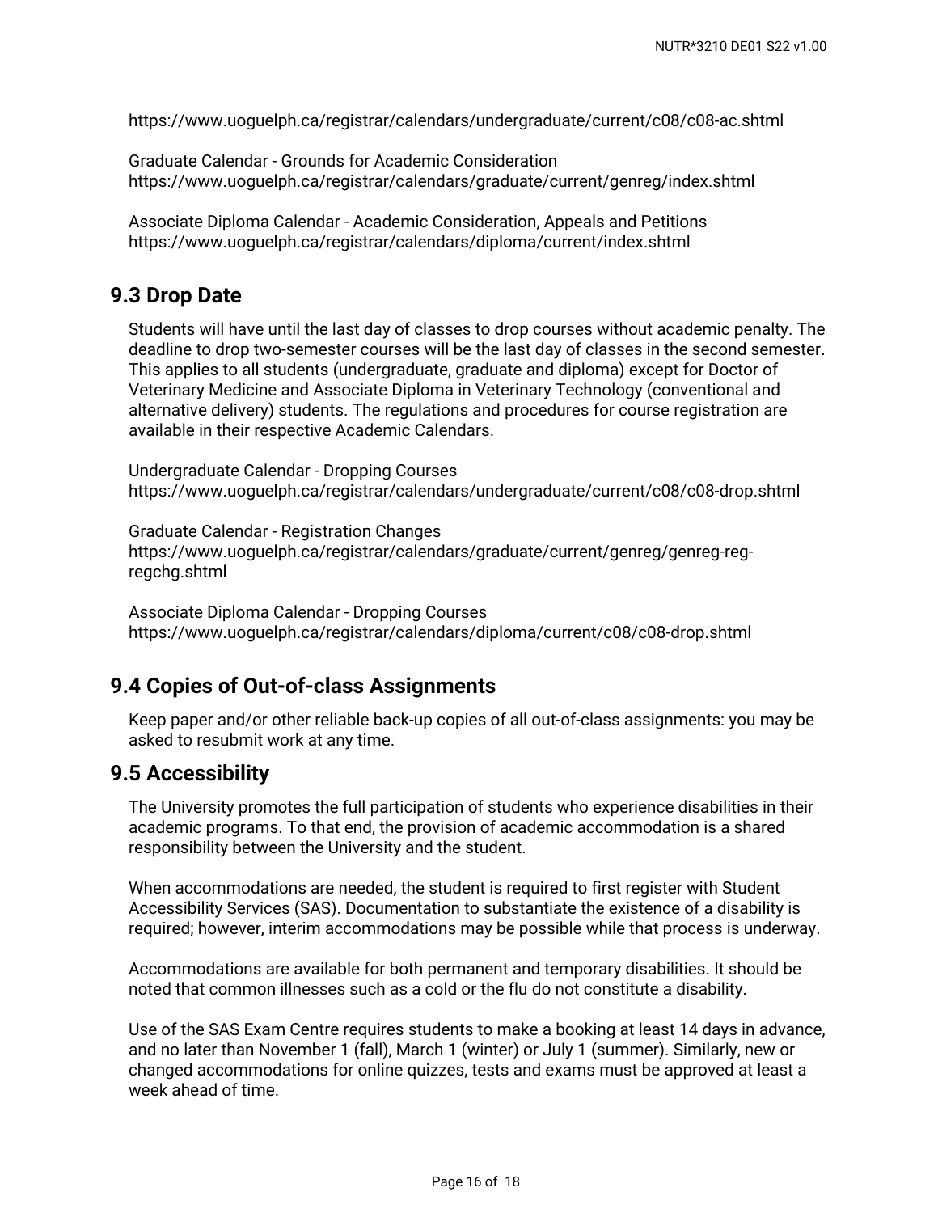https://www.uoguelph.ca/registrar/calendars/undergraduate/current/c08/c08-ac.shtml

Graduate Calendar - Grounds for Academic Consideration
https://www.uoguelph.ca/registrar/calendars/graduate/current/genreg/index.shtml

Associate Diploma Calendar - Academic Consideration, Appeals and Petitions
https://www.uoguelph.ca/registrar/calendars/diploma/current/index.shtml

## 9.3 Drop Date

Students will have until the last day of classes to drop courses without academic penalty. The deadline to drop two-semester courses will be the last day of classes in the second semester. This applies to all students (undergraduate, graduate and diploma) except for Doctor of Veterinary Medicine and Associate Diploma in Veterinary Technology (conventional and alternative delivery) students. The regulations and procedures for course registration are available in their respective Academic Calendars.

Undergraduate Calendar - Dropping Courses
https://www.uoguelph.ca/registrar/calendars/undergraduate/current/c08/c08-drop.shtml

Graduate Calendar - Registration Changes
https://www.uoguelph.ca/registrar/calendars/graduate/current/genreg/genreg-reg-regchg.shtml

Associate Diploma Calendar - Dropping Courses
https://www.uoguelph.ca/registrar/calendars/diploma/current/c08/c08-drop.shtml

## 9.4 Copies of Out-of-class Assignments

Keep paper and/or other reliable back-up copies of all out-of-class assignments: you may be asked to resubmit work at any time.

## 9.5 Accessibility

The University promotes the full participation of students who experience disabilities in their academic programs. To that end, the provision of academic accommodation is a shared responsibility between the University and the student.

When accommodations are needed, the student is required to first register with Student Accessibility Services (SAS). Documentation to substantiate the existence of a disability is required; however, interim accommodations may be possible while that process is underway.

Accommodations are available for both permanent and temporary disabilities. It should be noted that common illnesses such as a cold or the flu do not constitute a disability.

Use of the SAS Exam Centre requires students to make a booking at least 14 days in advance, and no later than November 1 (fall), March 1 (winter) or July 1 (summer). Similarly, new or changed accommodations for online quizzes, tests and exams must be approved at least a week ahead of time.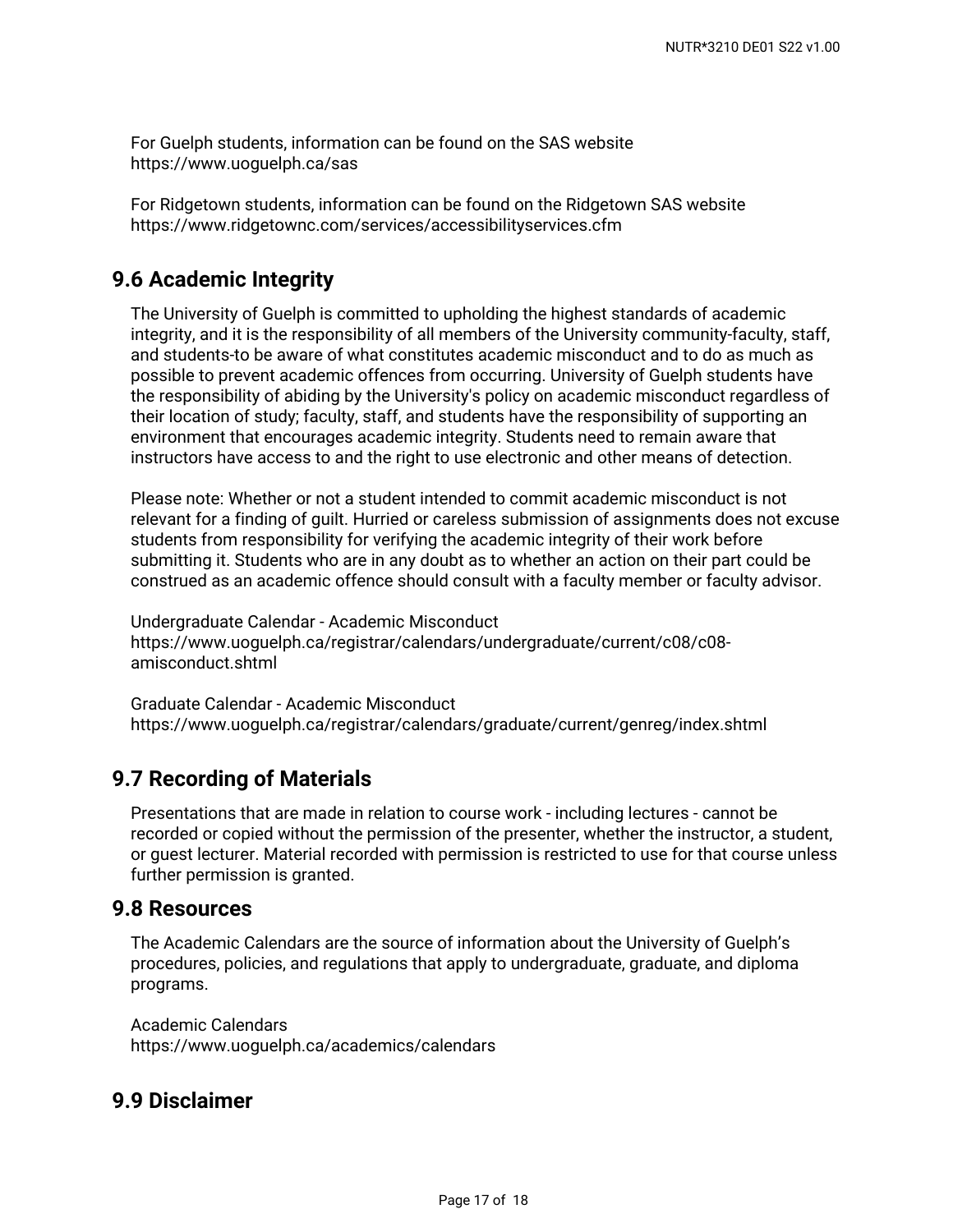For Guelph students, information can be found on the SAS website
https://www.uoguelph.ca/sas

For Ridgetown students, information can be found on the Ridgetown SAS website
https://www.ridgetownc.com/services/accessibilityservices.cfm

## 9.6 Academic Integrity

The University of Guelph is committed to upholding the highest standards of academic integrity, and it is the responsibility of all members of the University community-faculty, staff, and students-to be aware of what constitutes academic misconduct and to do as much as possible to prevent academic offences from occurring. University of Guelph students have the responsibility of abiding by the University's policy on academic misconduct regardless of their location of study; faculty, staff, and students have the responsibility of supporting an environment that encourages academic integrity. Students need to remain aware that instructors have access to and the right to use electronic and other means of detection.

Please note: Whether or not a student intended to commit academic misconduct is not relevant for a finding of guilt. Hurried or careless submission of assignments does not excuse students from responsibility for verifying the academic integrity of their work before submitting it. Students who are in any doubt as to whether an action on their part could be construed as an academic offence should consult with a faculty member or faculty advisor.

Undergraduate Calendar - Academic Misconduct
https://www.uoguelph.ca/registrar/calendars/undergraduate/current/c08/c08-amisconduct.shtml

Graduate Calendar - Academic Misconduct
https://www.uoguelph.ca/registrar/calendars/graduate/current/genreg/index.shtml

## 9.7 Recording of Materials

Presentations that are made in relation to course work - including lectures - cannot be recorded or copied without the permission of the presenter, whether the instructor, a student, or guest lecturer. Material recorded with permission is restricted to use for that course unless further permission is granted.

## 9.8 Resources

The Academic Calendars are the source of information about the University of Guelph's procedures, policies, and regulations that apply to undergraduate, graduate, and diploma programs.

Academic Calendars
https://www.uoguelph.ca/academics/calendars

## 9.9 Disclaimer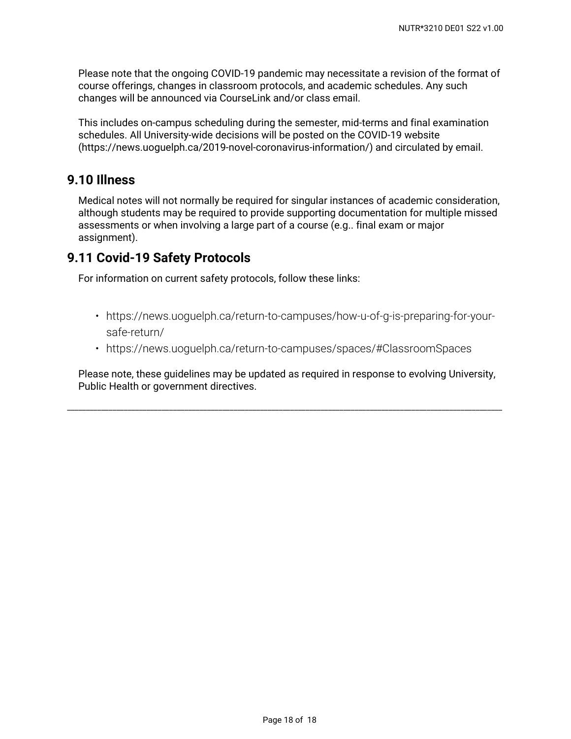Please note that the ongoing COVID-19 pandemic may necessitate a revision of the format of course offerings, changes in classroom protocols, and academic schedules. Any such changes will be announced via CourseLink and/or class email.

This includes on-campus scheduling during the semester, mid-terms and final examination schedules. All University-wide decisions will be posted on the COVID-19 website (https://news.uoguelph.ca/2019-novel-coronavirus-information/) and circulated by email.

## 9.10 Illness

Medical notes will not normally be required for singular instances of academic consideration, although students may be required to provide supporting documentation for multiple missed assessments or when involving a large part of a course (e.g.. final exam or major assignment).

## 9.11 Covid-19 Safety Protocols

For information on current safety protocols, follow these links:

- https://news.uoguelph.ca/return-to-campuses/how-u-of-g-is-preparing-for-your-safe-return/
- https://news.uoguelph.ca/return-to-campuses/spaces/#ClassroomSpaces

Please note, these guidelines may be updated as required in response to evolving University, Public Health or government directives.

---